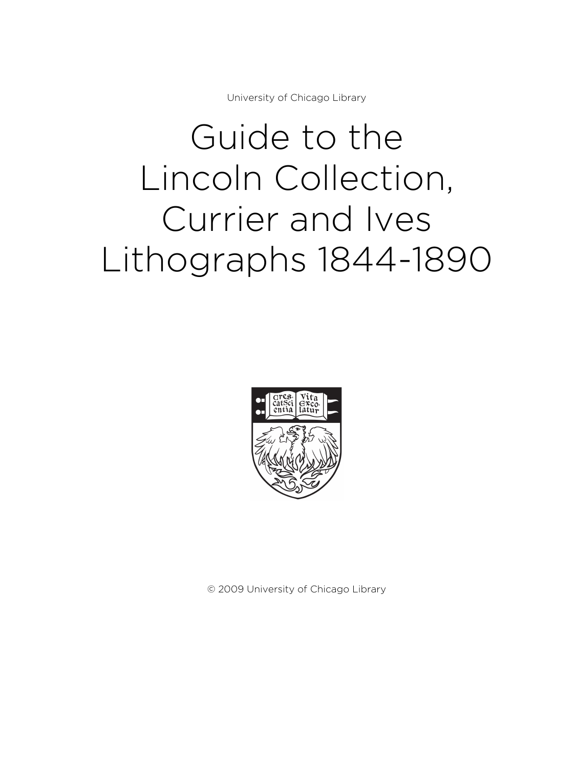University of Chicago Library

# Guide to the Lincoln Collection, Currier and Ives Lithographs 1844-1890

© 2009 University of Chicago Library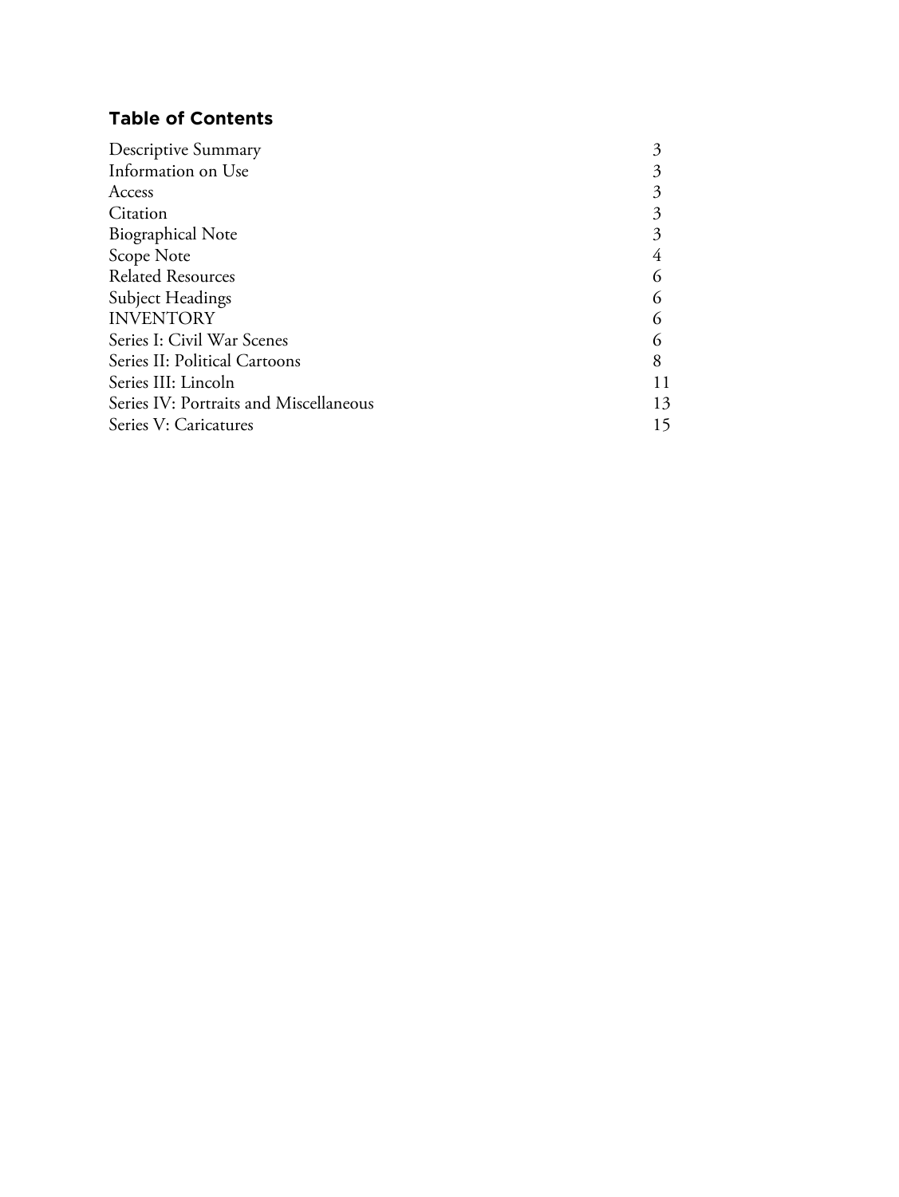## Table of Contents

| | |
|---|---|
| Descriptive Summary | 3 |
| Information on Use | 3 |
| Access | 3 |
| Citation | 3 |
| Biographical Note | 3 |
| Scope Note | 4 |
| Related Resources | 6 |
| Subject Headings | 6 |
| INVENTORY | 6 |
| Series I: Civil War Scenes | 6 |
| Series II: Political Cartoons | 8 |
| Series III: Lincoln | 11 |
| Series IV: Portraits and Miscellaneous | 13 |
| Series V: Caricatures | 15 |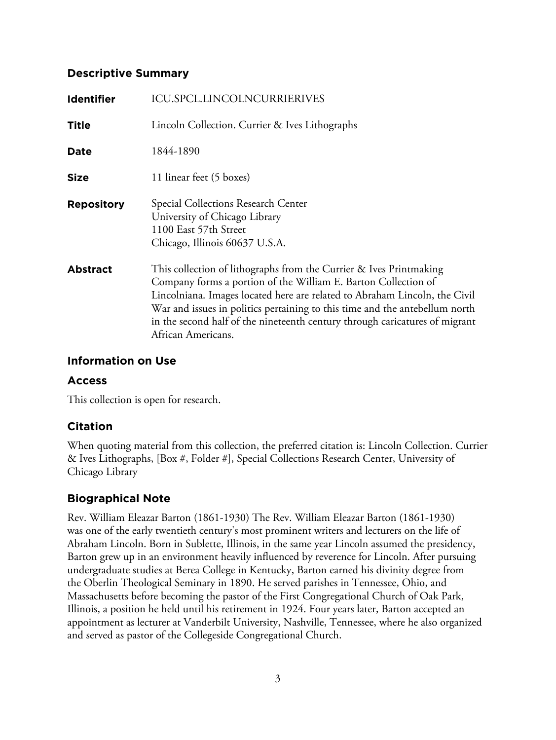## Descriptive Summary

| | |
|---|---|
| **Identifier** | ICU.SPCL.LINCOLNCURRIERIVES |
| **Title** | Lincoln Collection. Currier & Ives Lithographs |
| **Date** | 1844-1890 |
| **Size** | 11 linear feet (5 boxes) |
| **Repository** | Special Collections Research Center<br>University of Chicago Library<br>1100 East 57th Street<br>Chicago, Illinois 60637 U.S.A. |
| **Abstract** | This collection of lithographs from the Currier & Ives Printmaking Company forms a portion of the William E. Barton Collection of Lincolniana. Images located here are related to Abraham Lincoln, the Civil War and issues in politics pertaining to this time and the antebellum north in the second half of the nineteenth century through caricatures of migrant African Americans. |

## Information on Use

### Access

This collection is open for research.

### Citation

When quoting material from this collection, the preferred citation is: Lincoln Collection. Currier & Ives Lithographs, [Box #, Folder #], Special Collections Research Center, University of Chicago Library

## Biographical Note

Rev. William Eleazar Barton (1861-1930) The Rev. William Eleazar Barton (1861-1930) was one of the early twentieth century's most prominent writers and lecturers on the life of Abraham Lincoln. Born in Sublette, Illinois, in the same year Lincoln assumed the presidency, Barton grew up in an environment heavily influenced by reverence for Lincoln. After pursuing undergraduate studies at Berea College in Kentucky, Barton earned his divinity degree from the Oberlin Theological Seminary in 1890. He served parishes in Tennessee, Ohio, and Massachusetts before becoming the pastor of the First Congregational Church of Oak Park, Illinois, a position he held until his retirement in 1924. Four years later, Barton accepted an appointment as lecturer at Vanderbilt University, Nashville, Tennessee, where he also organized and served as pastor of the Collegeside Congregational Church.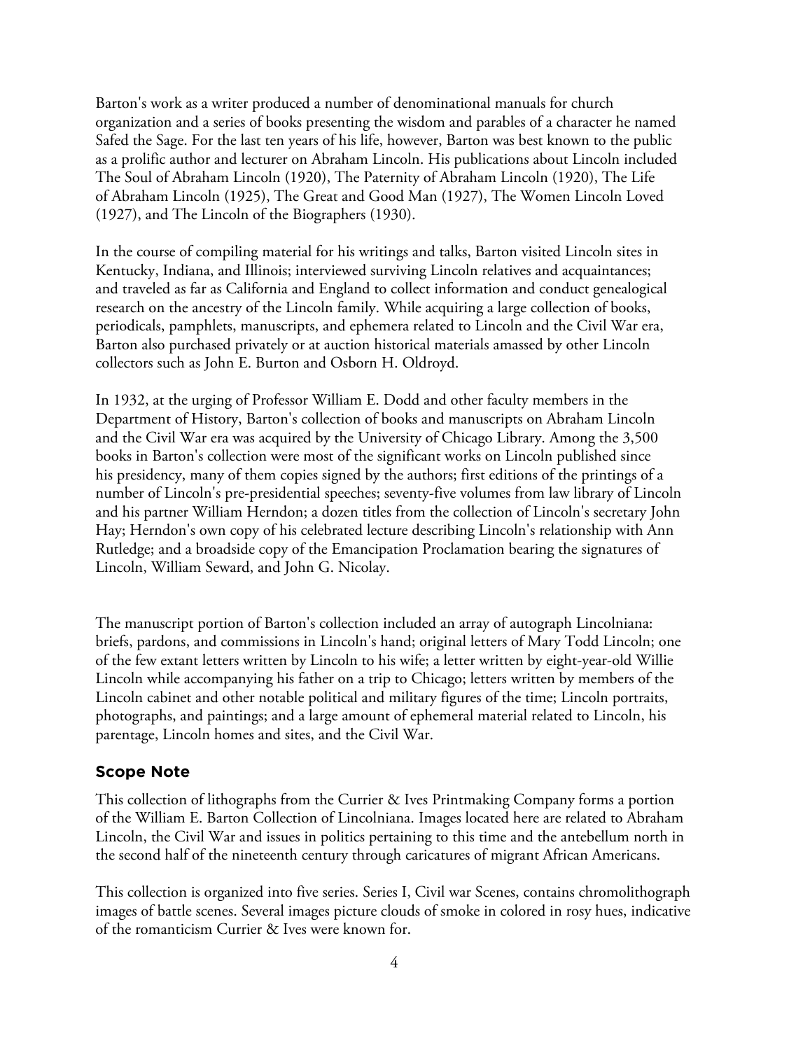Barton's work as a writer produced a number of denominational manuals for church organization and a series of books presenting the wisdom and parables of a character he named Safed the Sage. For the last ten years of his life, however, Barton was best known to the public as a prolific author and lecturer on Abraham Lincoln. His publications about Lincoln included The Soul of Abraham Lincoln (1920), The Paternity of Abraham Lincoln (1920), The Life of Abraham Lincoln (1925), The Great and Good Man (1927), The Women Lincoln Loved (1927), and The Lincoln of the Biographers (1930).

In the course of compiling material for his writings and talks, Barton visited Lincoln sites in Kentucky, Indiana, and Illinois; interviewed surviving Lincoln relatives and acquaintances; and traveled as far as California and England to collect information and conduct genealogical research on the ancestry of the Lincoln family. While acquiring a large collection of books, periodicals, pamphlets, manuscripts, and ephemera related to Lincoln and the Civil War era, Barton also purchased privately or at auction historical materials amassed by other Lincoln collectors such as John E. Burton and Osborn H. Oldroyd.

In 1932, at the urging of Professor William E. Dodd and other faculty members in the Department of History, Barton's collection of books and manuscripts on Abraham Lincoln and the Civil War era was acquired by the University of Chicago Library. Among the 3,500 books in Barton's collection were most of the significant works on Lincoln published since his presidency, many of them copies signed by the authors; first editions of the printings of a number of Lincoln's pre-presidential speeches; seventy-five volumes from law library of Lincoln and his partner William Herndon; a dozen titles from the collection of Lincoln's secretary John Hay; Herndon's own copy of his celebrated lecture describing Lincoln's relationship with Ann Rutledge; and a broadside copy of the Emancipation Proclamation bearing the signatures of Lincoln, William Seward, and John G. Nicolay.

The manuscript portion of Barton's collection included an array of autograph Lincolniana: briefs, pardons, and commissions in Lincoln's hand; original letters of Mary Todd Lincoln; one of the few extant letters written by Lincoln to his wife; a letter written by eight-year-old Willie Lincoln while accompanying his father on a trip to Chicago; letters written by members of the Lincoln cabinet and other notable political and military figures of the time; Lincoln portraits, photographs, and paintings; and a large amount of ephemeral material related to Lincoln, his parentage, Lincoln homes and sites, and the Civil War.

## Scope Note

This collection of lithographs from the Currier & Ives Printmaking Company forms a portion of the William E. Barton Collection of Lincolniana. Images located here are related to Abraham Lincoln, the Civil War and issues in politics pertaining to this time and the antebellum north in the second half of the nineteenth century through caricatures of migrant African Americans.

This collection is organized into five series. Series I, Civil war Scenes, contains chromolithograph images of battle scenes. Several images picture clouds of smoke in colored in rosy hues, indicative of the romanticism Currier & Ives were known for.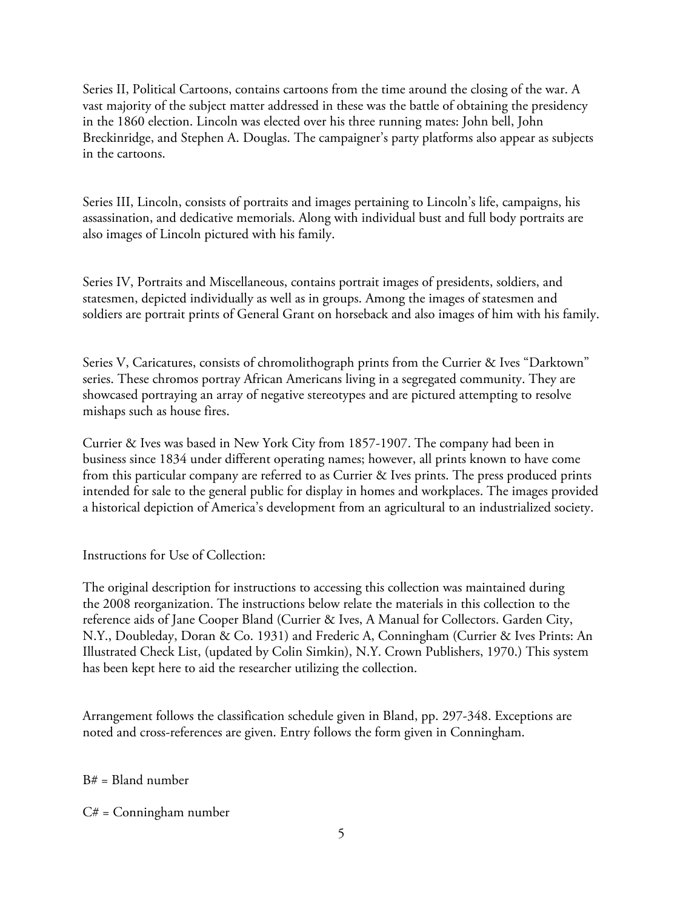Series II, Political Cartoons, contains cartoons from the time around the closing of the war. A vast majority of the subject matter addressed in these was the battle of obtaining the presidency in the 1860 election. Lincoln was elected over his three running mates: John bell, John Breckinridge, and Stephen A. Douglas. The campaigner's party platforms also appear as subjects in the cartoons.

Series III, Lincoln, consists of portraits and images pertaining to Lincoln's life, campaigns, his assassination, and dedicative memorials. Along with individual bust and full body portraits are also images of Lincoln pictured with his family.

Series IV, Portraits and Miscellaneous, contains portrait images of presidents, soldiers, and statesmen, depicted individually as well as in groups. Among the images of statesmen and soldiers are portrait prints of General Grant on horseback and also images of him with his family.

Series V, Caricatures, consists of chromolithograph prints from the Currier & Ives "Darktown" series. These chromos portray African Americans living in a segregated community. They are showcased portraying an array of negative stereotypes and are pictured attempting to resolve mishaps such as house fires.

Currier & Ives was based in New York City from 1857-1907. The company had been in business since 1834 under different operating names; however, all prints known to have come from this particular company are referred to as Currier & Ives prints. The press produced prints intended for sale to the general public for display in homes and workplaces. The images provided a historical depiction of America's development from an agricultural to an industrialized society.

Instructions for Use of Collection:

The original description for instructions to accessing this collection was maintained during the 2008 reorganization. The instructions below relate the materials in this collection to the reference aids of Jane Cooper Bland (Currier & Ives, A Manual for Collectors. Garden City, N.Y., Doubleday, Doran & Co. 1931) and Frederic A, Conningham (Currier & Ives Prints: An Illustrated Check List, (updated by Colin Simkin), N.Y. Crown Publishers, 1970.) This system has been kept here to aid the researcher utilizing the collection.

Arrangement follows the classification schedule given in Bland, pp. 297-348. Exceptions are noted and cross-references are given. Entry follows the form given in Conningham.

B# = Bland number

C# = Conningham number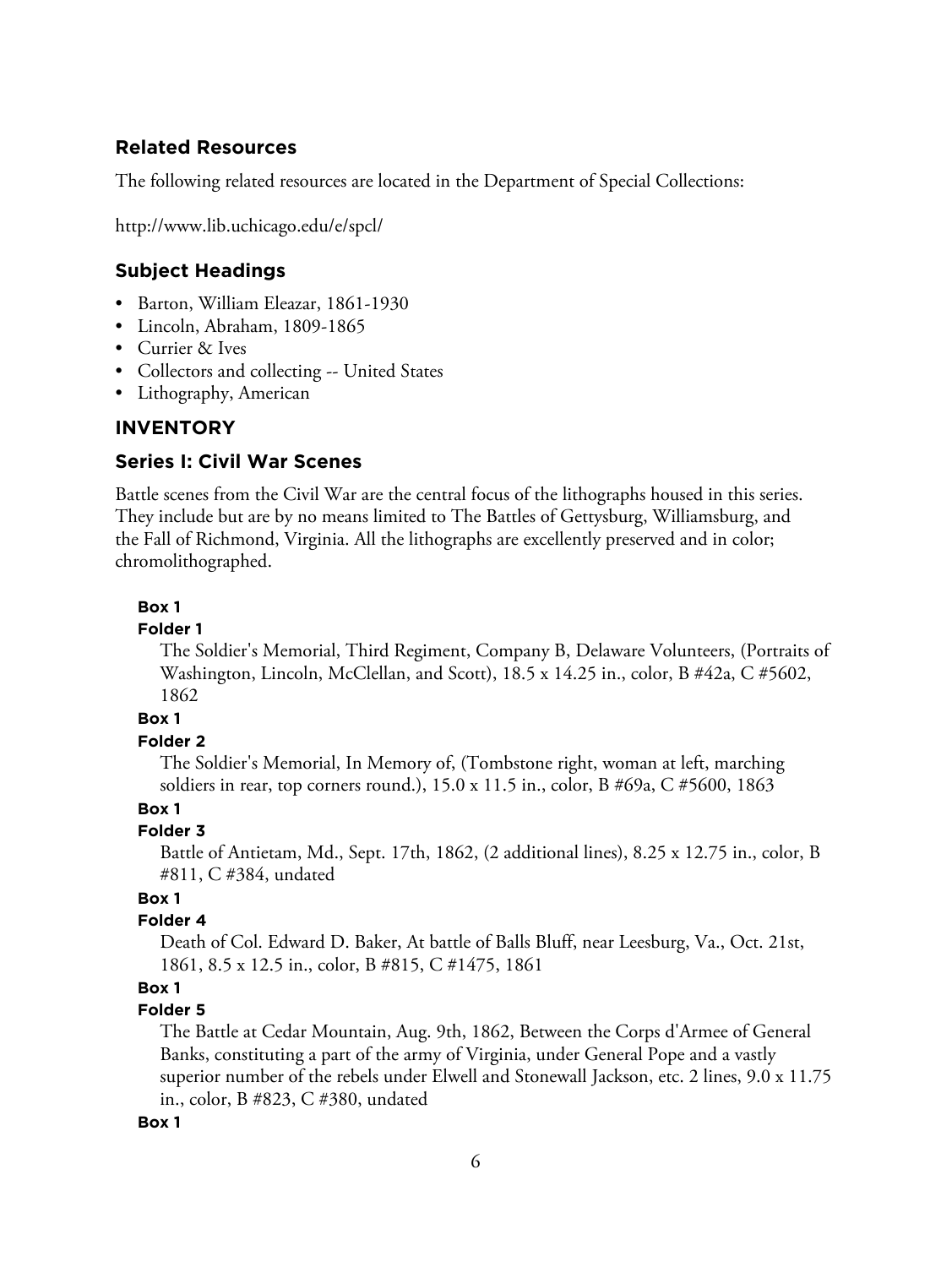## Related Resources

The following related resources are located in the Department of Special Collections:

http://www.lib.uchicago.edu/e/spcl/

## Subject Headings

- Barton, William Eleazar, 1861-1930
- Lincoln, Abraham, 1809-1865
- Currier & Ives
- Collectors and collecting -- United States
- Lithography, American

## INVENTORY

## Series I: Civil War Scenes

Battle scenes from the Civil War are the central focus of the lithographs housed in this series. They include but are by no means limited to The Battles of Gettysburg, Williamsburg, and the Fall of Richmond, Virginia. All the lithographs are excellently preserved and in color; chromolithographed.

**Box 1**

**Folder 1**

The Soldier's Memorial, Third Regiment, Company B, Delaware Volunteers, (Portraits of Washington, Lincoln, McClellan, and Scott), 18.5 x 14.25 in., color, B #42a, C #5602, 1862

**Box 1**

**Folder 2**

The Soldier's Memorial, In Memory of, (Tombstone right, woman at left, marching soldiers in rear, top corners round.), 15.0 x 11.5 in., color, B #69a, C #5600, 1863

**Box 1**

**Folder 3**

Battle of Antietam, Md., Sept. 17th, 1862, (2 additional lines), 8.25 x 12.75 in., color, B #811, C #384, undated

**Box 1**

**Folder 4**

Death of Col. Edward D. Baker, At battle of Balls Bluff, near Leesburg, Va., Oct. 21st, 1861, 8.5 x 12.5 in., color, B #815, C #1475, 1861

**Box 1**

**Folder 5**

The Battle at Cedar Mountain, Aug. 9th, 1862, Between the Corps d'Armee of General Banks, constituting a part of the army of Virginia, under General Pope and a vastly superior number of the rebels under Elwell and Stonewall Jackson, etc. 2 lines, 9.0 x 11.75 in., color, B #823, C #380, undated

**Box 1**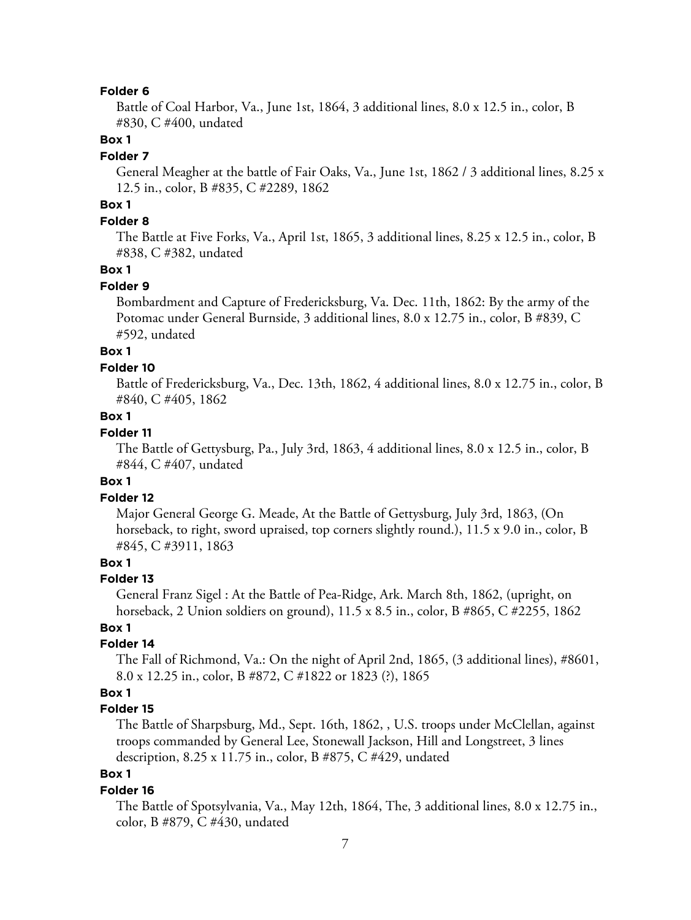#### Folder 6

Battle of Coal Harbor, Va., June 1st, 1864, 3 additional lines, 8.0 x 12.5 in., color, B #830, C #400, undated

#### Box 1

#### Folder 7

General Meagher at the battle of Fair Oaks, Va., June 1st, 1862 / 3 additional lines, 8.25 x 12.5 in., color, B #835, C #2289, 1862

#### Box 1

#### Folder 8

The Battle at Five Forks, Va., April 1st, 1865, 3 additional lines, 8.25 x 12.5 in., color, B #838, C #382, undated

#### Box 1

#### Folder 9

Bombardment and Capture of Fredericksburg, Va. Dec. 11th, 1862: By the army of the Potomac under General Burnside, 3 additional lines, 8.0 x 12.75 in., color, B #839, C #592, undated

#### Box 1

#### Folder 10

Battle of Fredericksburg, Va., Dec. 13th, 1862, 4 additional lines, 8.0 x 12.75 in., color, B #840, C #405, 1862

#### Box 1

#### Folder 11

The Battle of Gettysburg, Pa., July 3rd, 1863, 4 additional lines, 8.0 x 12.5 in., color, B #844, C #407, undated

#### Box 1

#### Folder 12

Major General George G. Meade, At the Battle of Gettysburg, July 3rd, 1863, (On horseback, to right, sword upraised, top corners slightly round.), 11.5 x 9.0 in., color, B #845, C #3911, 1863

#### Box 1

#### Folder 13

General Franz Sigel : At the Battle of Pea-Ridge, Ark. March 8th, 1862, (upright, on horseback, 2 Union soldiers on ground), 11.5 x 8.5 in., color, B #865, C #2255, 1862

#### Box 1

#### Folder 14

The Fall of Richmond, Va.: On the night of April 2nd, 1865, (3 additional lines), #8601, 8.0 x 12.25 in., color, B #872, C #1822 or 1823 (?), 1865

#### Box 1

#### Folder 15

The Battle of Sharpsburg, Md., Sept. 16th, 1862, , U.S. troops under McClellan, against troops commanded by General Lee, Stonewall Jackson, Hill and Longstreet, 3 lines description, 8.25 x 11.75 in., color, B #875, C #429, undated

#### Box 1

#### Folder 16

The Battle of Spotsylvania, Va., May 12th, 1864, The, 3 additional lines, 8.0 x 12.75 in., color, B #879, C #430, undated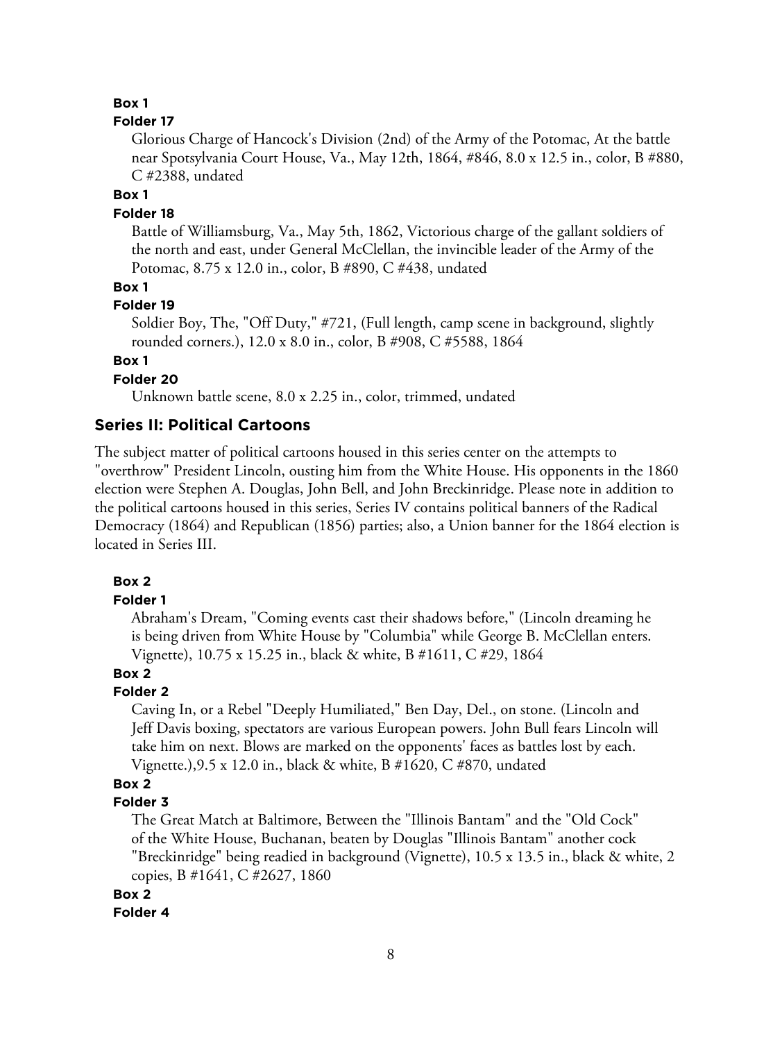**Box 1**

**Folder 17**

Glorious Charge of Hancock's Division (2nd) of the Army of the Potomac, At the battle near Spotsylvania Court House, Va., May 12th, 1864, #846, 8.0 x 12.5 in., color, B #880, C #2388, undated

**Box 1**

**Folder 18**

Battle of Williamsburg, Va., May 5th, 1862, Victorious charge of the gallant soldiers of the north and east, under General McClellan, the invincible leader of the Army of the Potomac, 8.75 x 12.0 in., color, B #890, C #438, undated

**Box 1**

**Folder 19**

Soldier Boy, The, "Off Duty," #721, (Full length, camp scene in background, slightly rounded corners.), 12.0 x 8.0 in., color, B #908, C #5588, 1864

**Box 1**

**Folder 20**

Unknown battle scene, 8.0 x 2.25 in., color, trimmed, undated

## Series II: Political Cartoons

The subject matter of political cartoons housed in this series center on the attempts to "overthrow" President Lincoln, ousting him from the White House. His opponents in the 1860 election were Stephen A. Douglas, John Bell, and John Breckinridge. Please note in addition to the political cartoons housed in this series, Series IV contains political banners of the Radical Democracy (1864) and Republican (1856) parties; also, a Union banner for the 1864 election is located in Series III.

**Box 2**

**Folder 1**

Abraham's Dream, "Coming events cast their shadows before," (Lincoln dreaming he is being driven from White House by "Columbia" while George B. McClellan enters. Vignette), 10.75 x 15.25 in., black & white, B #1611, C #29, 1864

**Box 2**

**Folder 2**

Caving In, or a Rebel "Deeply Humiliated," Ben Day, Del., on stone. (Lincoln and Jeff Davis boxing, spectators are various European powers. John Bull fears Lincoln will take him on next. Blows are marked on the opponents' faces as battles lost by each. Vignette.),9.5 x 12.0 in., black & white, B #1620, C #870, undated

**Box 2**

**Folder 3**

The Great Match at Baltimore, Between the "Illinois Bantam" and the "Old Cock" of the White House, Buchanan, beaten by Douglas "Illinois Bantam" another cock "Breckinridge" being readied in background (Vignette), 10.5 x 13.5 in., black & white, 2 copies, B #1641, C #2627, 1860

**Box 2**

**Folder 4**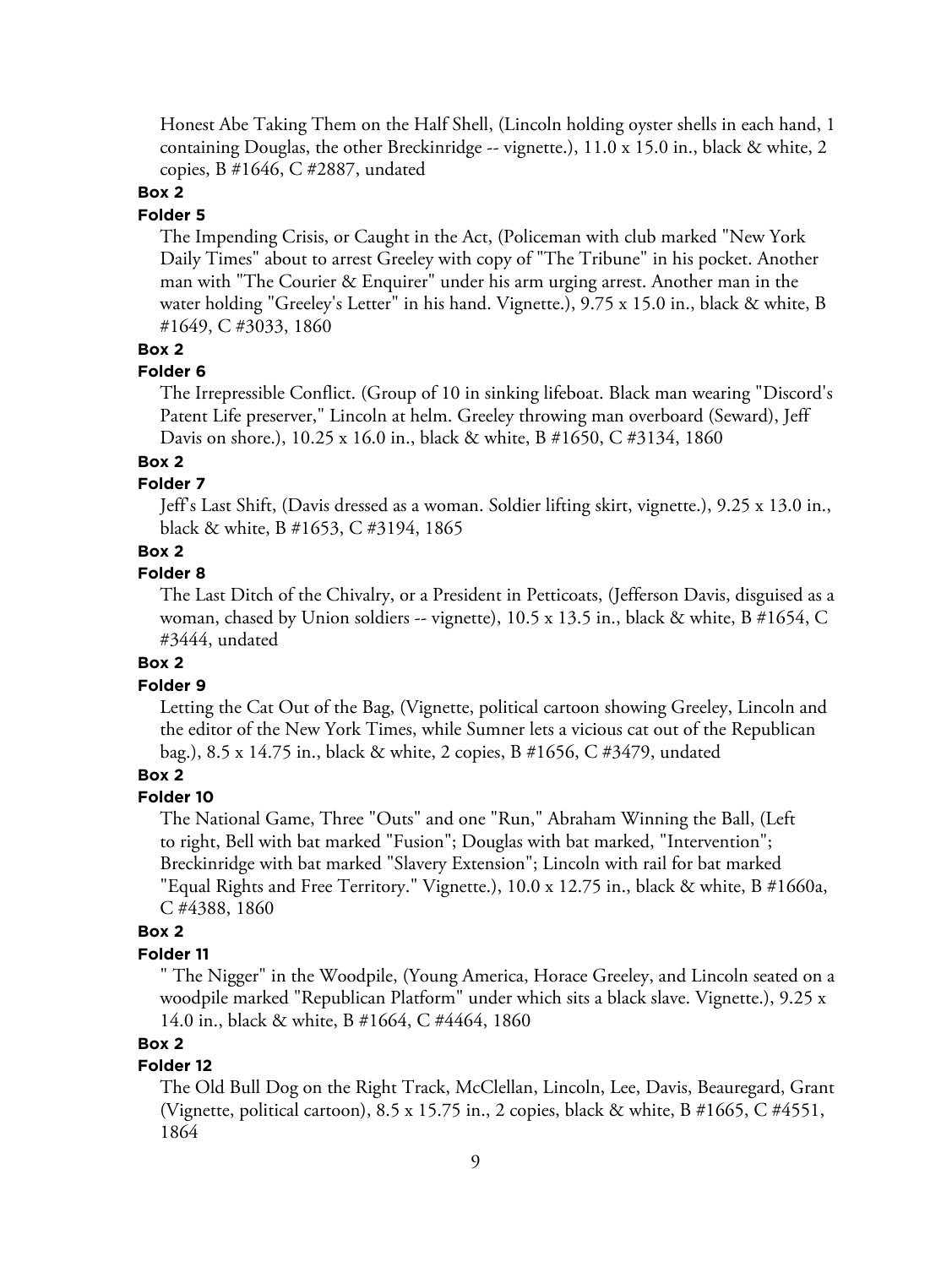Honest Abe Taking Them on the Half Shell, (Lincoln holding oyster shells in each hand, 1 containing Douglas, the other Breckinridge -- vignette.), 11.0 x 15.0 in., black & white, 2 copies, B #1646, C #2887, undated

**Box 2**

**Folder 5**

The Impending Crisis, or Caught in the Act, (Policeman with club marked "New York Daily Times" about to arrest Greeley with copy of "The Tribune" in his pocket. Another man with "The Courier & Enquirer" under his arm urging arrest. Another man in the water holding "Greeley's Letter" in his hand. Vignette.), 9.75 x 15.0 in., black & white, B #1649, C #3033, 1860

**Box 2**

**Folder 6**

The Irrepressible Conflict. (Group of 10 in sinking lifeboat. Black man wearing "Discord's Patent Life preserver," Lincoln at helm. Greeley throwing man overboard (Seward), Jeff Davis on shore.), 10.25 x 16.0 in., black & white, B #1650, C #3134, 1860

**Box 2**

**Folder 7**

Jeff's Last Shift, (Davis dressed as a woman. Soldier lifting skirt, vignette.), 9.25 x 13.0 in., black & white, B #1653, C #3194, 1865

**Box 2**

**Folder 8**

The Last Ditch of the Chivalry, or a President in Petticoats, (Jefferson Davis, disguised as a woman, chased by Union soldiers -- vignette), 10.5 x 13.5 in., black & white, B #1654, C #3444, undated

**Box 2**

**Folder 9**

Letting the Cat Out of the Bag, (Vignette, political cartoon showing Greeley, Lincoln and the editor of the New York Times, while Sumner lets a vicious cat out of the Republican bag.), 8.5 x 14.75 in., black & white, 2 copies, B #1656, C #3479, undated

**Box 2**

**Folder 10**

The National Game, Three "Outs" and one "Run," Abraham Winning the Ball, (Left to right, Bell with bat marked "Fusion"; Douglas with bat marked, "Intervention"; Breckinridge with bat marked "Slavery Extension"; Lincoln with rail for bat marked "Equal Rights and Free Territory." Vignette.), 10.0 x 12.75 in., black & white, B #1660a, C #4388, 1860

**Box 2**

**Folder 11**

" The Nigger" in the Woodpile, (Young America, Horace Greeley, and Lincoln seated on a woodpile marked "Republican Platform" under which sits a black slave. Vignette.), 9.25 x 14.0 in., black & white, B #1664, C #4464, 1860

**Box 2**

**Folder 12**

The Old Bull Dog on the Right Track, McClellan, Lincoln, Lee, Davis, Beauregard, Grant (Vignette, political cartoon), 8.5 x 15.75 in., 2 copies, black & white, B #1665, C #4551, 1864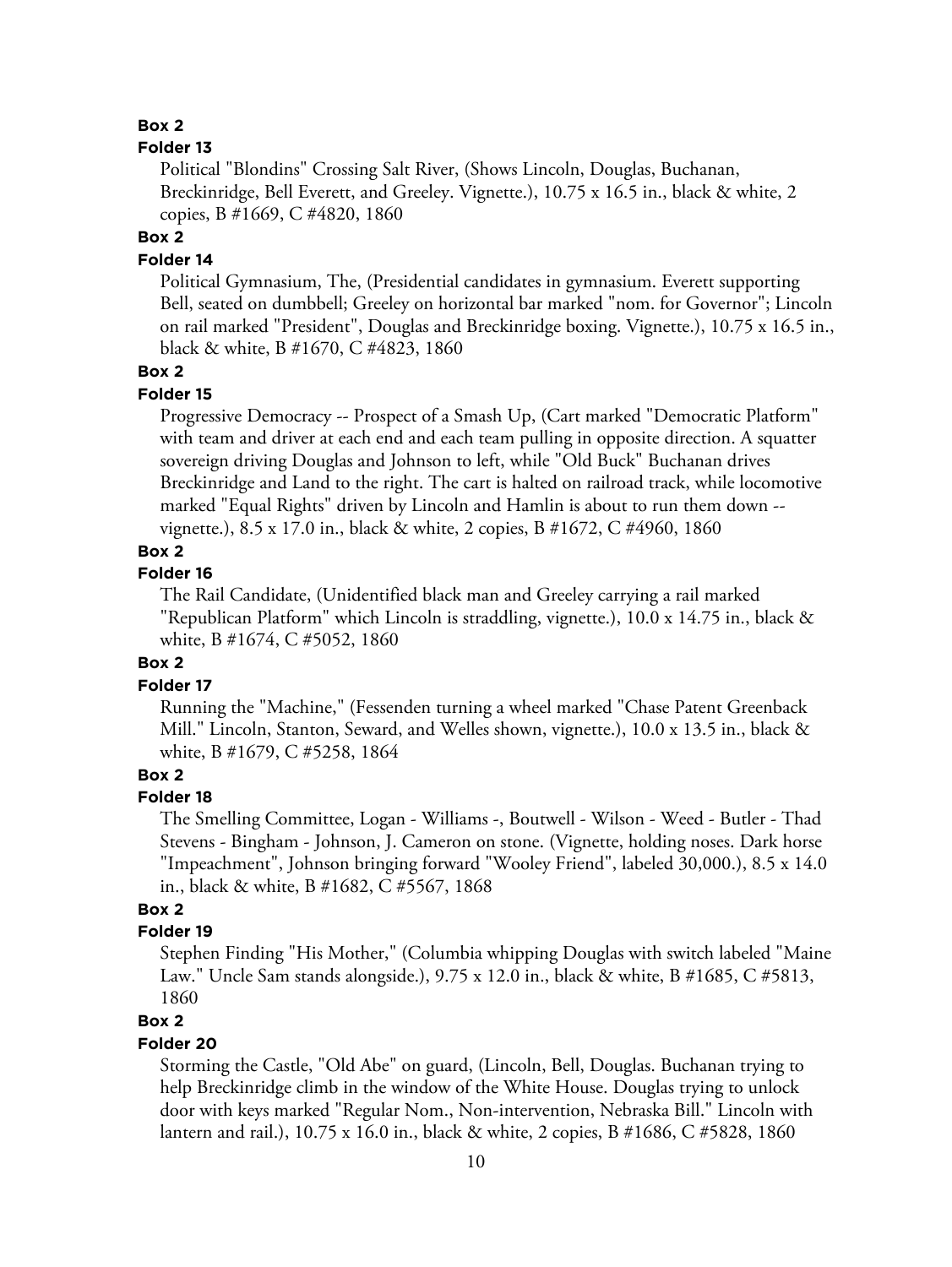**Box 2**

**Folder 13**

Political "Blondins" Crossing Salt River, (Shows Lincoln, Douglas, Buchanan, Breckinridge, Bell Everett, and Greeley. Vignette.), 10.75 x 16.5 in., black & white, 2 copies, B #1669, C #4820, 1860

**Box 2**

**Folder 14**

Political Gymnasium, The, (Presidential candidates in gymnasium. Everett supporting Bell, seated on dumbbell; Greeley on horizontal bar marked "nom. for Governor"; Lincoln on rail marked "President", Douglas and Breckinridge boxing. Vignette.), 10.75 x 16.5 in., black & white, B #1670, C #4823, 1860

**Box 2**

**Folder 15**

Progressive Democracy -- Prospect of a Smash Up, (Cart marked "Democratic Platform" with team and driver at each end and each team pulling in opposite direction. A squatter sovereign driving Douglas and Johnson to left, while "Old Buck" Buchanan drives Breckinridge and Land to the right. The cart is halted on railroad track, while locomotive marked "Equal Rights" driven by Lincoln and Hamlin is about to run them down -- vignette.), 8.5 x 17.0 in., black & white, 2 copies, B #1672, C #4960, 1860

**Box 2**

**Folder 16**

The Rail Candidate, (Unidentified black man and Greeley carrying a rail marked "Republican Platform" which Lincoln is straddling, vignette.), 10.0 x 14.75 in., black & white, B #1674, C #5052, 1860

**Box 2**

**Folder 17**

Running the "Machine," (Fessenden turning a wheel marked "Chase Patent Greenback Mill." Lincoln, Stanton, Seward, and Welles shown, vignette.), 10.0 x 13.5 in., black & white, B #1679, C #5258, 1864

**Box 2**

**Folder 18**

The Smelling Committee, Logan - Williams -, Boutwell - Wilson - Weed - Butler - Thad Stevens - Bingham - Johnson, J. Cameron on stone. (Vignette, holding noses. Dark horse "Impeachment", Johnson bringing forward "Wooley Friend", labeled 30,000.), 8.5 x 14.0 in., black & white, B #1682, C #5567, 1868

**Box 2**

**Folder 19**

Stephen Finding "His Mother," (Columbia whipping Douglas with switch labeled "Maine Law." Uncle Sam stands alongside.), 9.75 x 12.0 in., black & white, B #1685, C #5813, 1860

**Box 2**

**Folder 20**

Storming the Castle, "Old Abe" on guard, (Lincoln, Bell, Douglas. Buchanan trying to help Breckinridge climb in the window of the White House. Douglas trying to unlock door with keys marked "Regular Nom., Non-intervention, Nebraska Bill." Lincoln with lantern and rail.), 10.75 x 16.0 in., black & white, 2 copies, B #1686, C #5828, 1860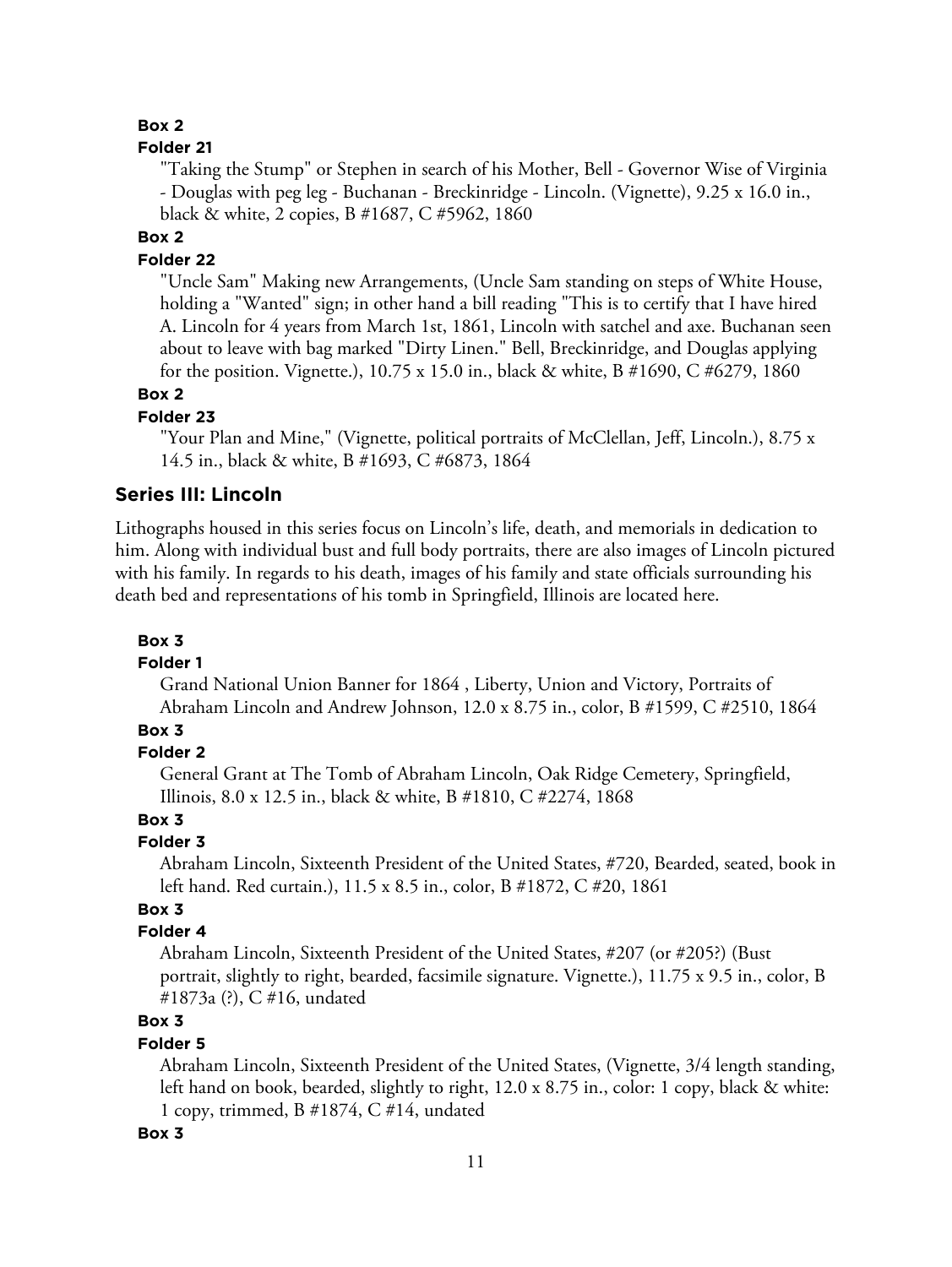**Box 2**

**Folder 21**

"Taking the Stump" or Stephen in search of his Mother, Bell - Governor Wise of Virginia - Douglas with peg leg - Buchanan - Breckinridge - Lincoln. (Vignette), 9.25 x 16.0 in., black & white, 2 copies, B #1687, C #5962, 1860

**Box 2**

**Folder 22**

"Uncle Sam" Making new Arrangements, (Uncle Sam standing on steps of White House, holding a "Wanted" sign; in other hand a bill reading "This is to certify that I have hired A. Lincoln for 4 years from March 1st, 1861, Lincoln with satchel and axe. Buchanan seen about to leave with bag marked "Dirty Linen." Bell, Breckinridge, and Douglas applying for the position. Vignette.), 10.75 x 15.0 in., black & white, B #1690, C #6279, 1860

**Box 2**

**Folder 23**

"Your Plan and Mine," (Vignette, political portraits of McClellan, Jeff, Lincoln.), 8.75 x 14.5 in., black & white, B #1693, C #6873, 1864

## Series III: Lincoln

Lithographs housed in this series focus on Lincoln's life, death, and memorials in dedication to him. Along with individual bust and full body portraits, there are also images of Lincoln pictured with his family. In regards to his death, images of his family and state officials surrounding his death bed and representations of his tomb in Springfield, Illinois are located here.

**Box 3**

**Folder 1**

Grand National Union Banner for 1864 , Liberty, Union and Victory, Portraits of Abraham Lincoln and Andrew Johnson, 12.0 x 8.75 in., color, B #1599, C #2510, 1864

**Box 3**

**Folder 2**

General Grant at The Tomb of Abraham Lincoln, Oak Ridge Cemetery, Springfield, Illinois, 8.0 x 12.5 in., black & white, B #1810, C #2274, 1868

**Box 3**

**Folder 3**

Abraham Lincoln, Sixteenth President of the United States, #720, Bearded, seated, book in left hand. Red curtain.), 11.5 x 8.5 in., color, B #1872, C #20, 1861

**Box 3**

**Folder 4**

Abraham Lincoln, Sixteenth President of the United States, #207 (or #205?) (Bust portrait, slightly to right, bearded, facsimile signature. Vignette.), 11.75 x 9.5 in., color, B #1873a (?), C #16, undated

**Box 3**

**Folder 5**

Abraham Lincoln, Sixteenth President of the United States, (Vignette, 3/4 length standing, left hand on book, bearded, slightly to right, 12.0 x 8.75 in., color: 1 copy, black & white: 1 copy, trimmed, B #1874, C #14, undated

**Box 3**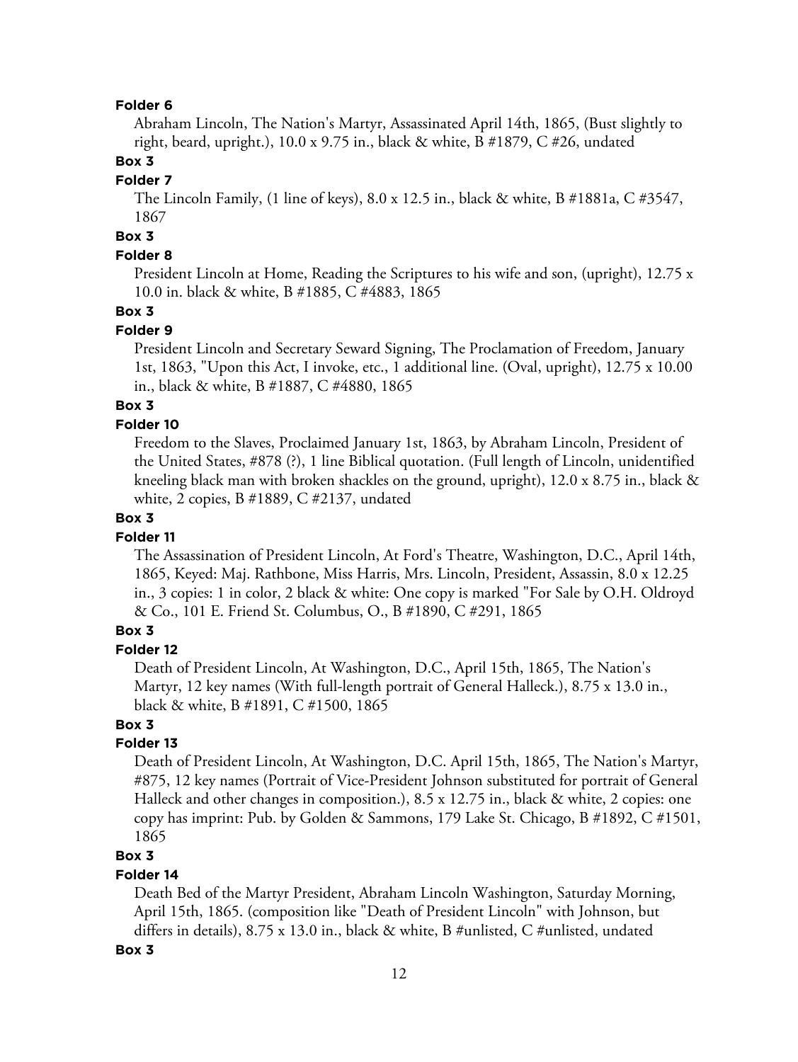**Folder 6**

Abraham Lincoln, The Nation's Martyr, Assassinated April 14th, 1865, (Bust slightly to right, beard, upright.), 10.0 x 9.75 in., black & white, B #1879, C #26, undated

**Box 3**

**Folder 7**

The Lincoln Family, (1 line of keys), 8.0 x 12.5 in., black & white, B #1881a, C #3547, 1867

**Box 3**

**Folder 8**

President Lincoln at Home, Reading the Scriptures to his wife and son, (upright), 12.75 x 10.0 in. black & white, B #1885, C #4883, 1865

**Box 3**

**Folder 9**

President Lincoln and Secretary Seward Signing, The Proclamation of Freedom, January 1st, 1863, "Upon this Act, I invoke, etc., 1 additional line. (Oval, upright), 12.75 x 10.00 in., black & white, B #1887, C #4880, 1865

**Box 3**

**Folder 10**

Freedom to the Slaves, Proclaimed January 1st, 1863, by Abraham Lincoln, President of the United States, #878 (?), 1 line Biblical quotation. (Full length of Lincoln, unidentified kneeling black man with broken shackles on the ground, upright), 12.0 x 8.75 in., black & white, 2 copies, B #1889, C #2137, undated

**Box 3**

**Folder 11**

The Assassination of President Lincoln, At Ford's Theatre, Washington, D.C., April 14th, 1865, Keyed: Maj. Rathbone, Miss Harris, Mrs. Lincoln, President, Assassin, 8.0 x 12.25 in., 3 copies: 1 in color, 2 black & white: One copy is marked "For Sale by O.H. Oldroyd & Co., 101 E. Friend St. Columbus, O., B #1890, C #291, 1865

**Box 3**

**Folder 12**

Death of President Lincoln, At Washington, D.C., April 15th, 1865, The Nation's Martyr, 12 key names (With full-length portrait of General Halleck.), 8.75 x 13.0 in., black & white, B #1891, C #1500, 1865

**Box 3**

**Folder 13**

Death of President Lincoln, At Washington, D.C. April 15th, 1865, The Nation's Martyr, #875, 12 key names (Portrait of Vice-President Johnson substituted for portrait of General Halleck and other changes in composition.), 8.5 x 12.75 in., black & white, 2 copies: one copy has imprint: Pub. by Golden & Sammons, 179 Lake St. Chicago, B #1892, C #1501, 1865

**Box 3**

**Folder 14**

Death Bed of the Martyr President, Abraham Lincoln Washington, Saturday Morning, April 15th, 1865. (composition like "Death of President Lincoln" with Johnson, but differs in details), 8.75 x 13.0 in., black & white, B #unlisted, C #unlisted, undated

**Box 3**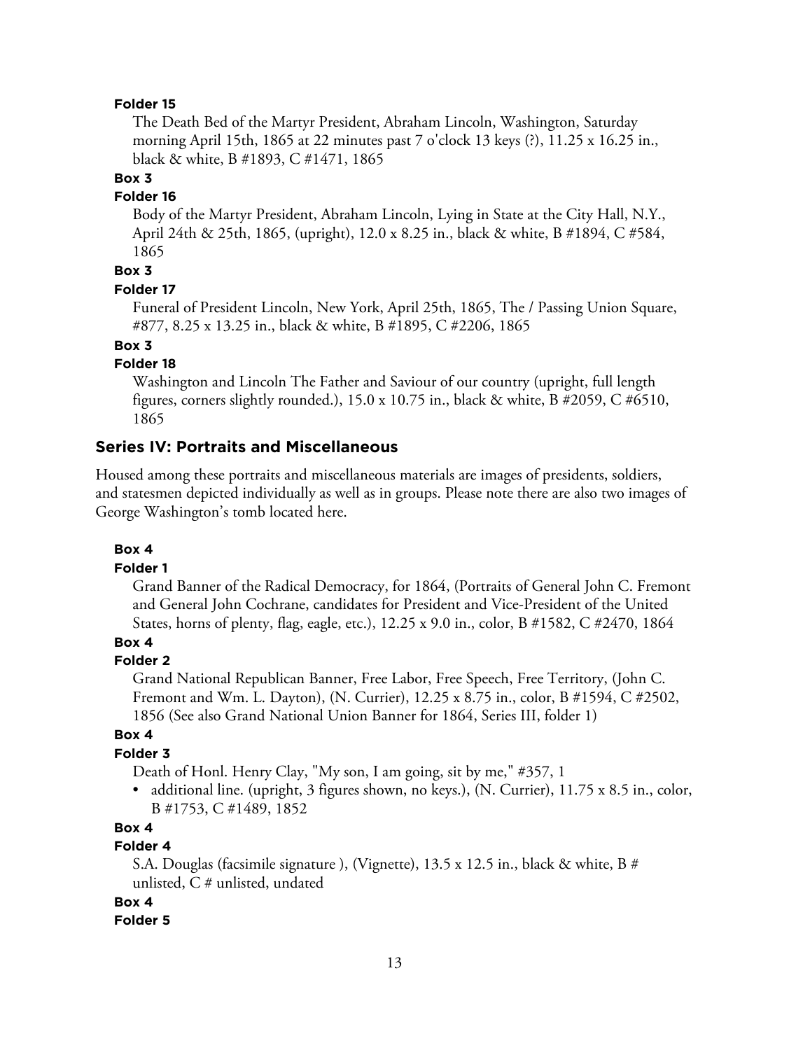**Folder 15**

The Death Bed of the Martyr President, Abraham Lincoln, Washington, Saturday morning April 15th, 1865 at 22 minutes past 7 o'clock 13 keys (?), 11.25 x 16.25 in., black & white, B #1893, C #1471, 1865

**Box 3**

**Folder 16**

Body of the Martyr President, Abraham Lincoln, Lying in State at the City Hall, N.Y., April 24th & 25th, 1865, (upright), 12.0 x 8.25 in., black & white, B #1894, C #584, 1865

**Box 3**

**Folder 17**

Funeral of President Lincoln, New York, April 25th, 1865, The / Passing Union Square, #877, 8.25 x 13.25 in., black & white, B #1895, C #2206, 1865

**Box 3**

**Folder 18**

Washington and Lincoln The Father and Saviour of our country (upright, full length figures, corners slightly rounded.), 15.0 x 10.75 in., black & white, B #2059, C #6510, 1865

## Series IV: Portraits and Miscellaneous

Housed among these portraits and miscellaneous materials are images of presidents, soldiers, and statesmen depicted individually as well as in groups. Please note there are also two images of George Washington's tomb located here.

**Box 4**

**Folder 1**

Grand Banner of the Radical Democracy, for 1864, (Portraits of General John C. Fremont and General John Cochrane, candidates for President and Vice-President of the United States, horns of plenty, flag, eagle, etc.), 12.25 x 9.0 in., color, B #1582, C #2470, 1864

**Box 4**

**Folder 2**

Grand National Republican Banner, Free Labor, Free Speech, Free Territory, (John C. Fremont and Wm. L. Dayton), (N. Currier), 12.25 x 8.75 in., color, B #1594, C #2502, 1856 (See also Grand National Union Banner for 1864, Series III, folder 1)

**Box 4**

**Folder 3**

Death of Honl. Henry Clay, "My son, I am going, sit by me," #357, 1

- additional line. (upright, 3 figures shown, no keys.), (N. Currier), 11.75 x 8.5 in., color, B #1753, C #1489, 1852

**Box 4**

**Folder 4**

S.A. Douglas (facsimile signature ), (Vignette), 13.5 x 12.5 in., black & white, B # unlisted, C # unlisted, undated

**Box 4**

**Folder 5**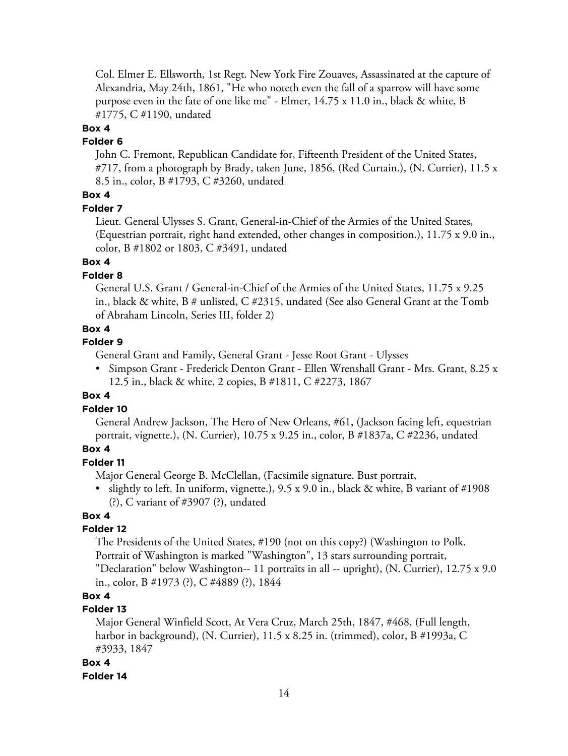Col. Elmer E. Ellsworth, 1st Regt. New York Fire Zouaves, Assassinated at the capture of Alexandria, May 24th, 1861, "He who noteth even the fall of a sparrow will have some purpose even in the fate of one like me" - Elmer, 14.75 x 11.0 in., black & white, B #1775, C #1190, undated

**Box 4**

**Folder 6**

John C. Fremont, Republican Candidate for, Fifteenth President of the United States, #717, from a photograph by Brady, taken June, 1856, (Red Curtain.), (N. Currier), 11.5 x 8.5 in., color, B #1793, C #3260, undated

**Box 4**

**Folder 7**

Lieut. General Ulysses S. Grant, General-in-Chief of the Armies of the United States, (Equestrian portrait, right hand extended, other changes in composition.), 11.75 x 9.0 in., color, B #1802 or 1803, C #3491, undated

**Box 4**

**Folder 8**

General U.S. Grant / General-in-Chief of the Armies of the United States, 11.75 x 9.25 in., black & white, B # unlisted, C #2315, undated (See also General Grant at the Tomb of Abraham Lincoln, Series III, folder 2)

**Box 4**

**Folder 9**

General Grant and Family, General Grant - Jesse Root Grant - Ulysses

- Simpson Grant - Frederick Denton Grant - Ellen Wrenshall Grant - Mrs. Grant, 8.25 x 12.5 in., black & white, 2 copies, B #1811, C #2273, 1867

**Box 4**

**Folder 10**

General Andrew Jackson, The Hero of New Orleans, #61, (Jackson facing left, equestrian portrait, vignette.), (N. Currier), 10.75 x 9.25 in., color, B #1837a, C #2236, undated

**Box 4**

**Folder 11**

Major General George B. McClellan, (Facsimile signature. Bust portrait,

- slightly to left. In uniform, vignette.), 9.5 x 9.0 in., black & white, B variant of #1908 (?), C variant of #3907 (?), undated

**Box 4**

**Folder 12**

The Presidents of the United States, #190 (not on this copy?) (Washington to Polk. Portrait of Washington is marked "Washington", 13 stars surrounding portrait, "Declaration" below Washington-- 11 portraits in all -- upright), (N. Currier), 12.75 x 9.0 in., color, B #1973 (?), C #4889 (?), 1844

**Box 4**

**Folder 13**

Major General Winfield Scott, At Vera Cruz, March 25th, 1847, #468, (Full length, harbor in background), (N. Currier), 11.5 x 8.25 in. (trimmed), color, B #1993a, C #3933, 1847

**Box 4**

**Folder 14**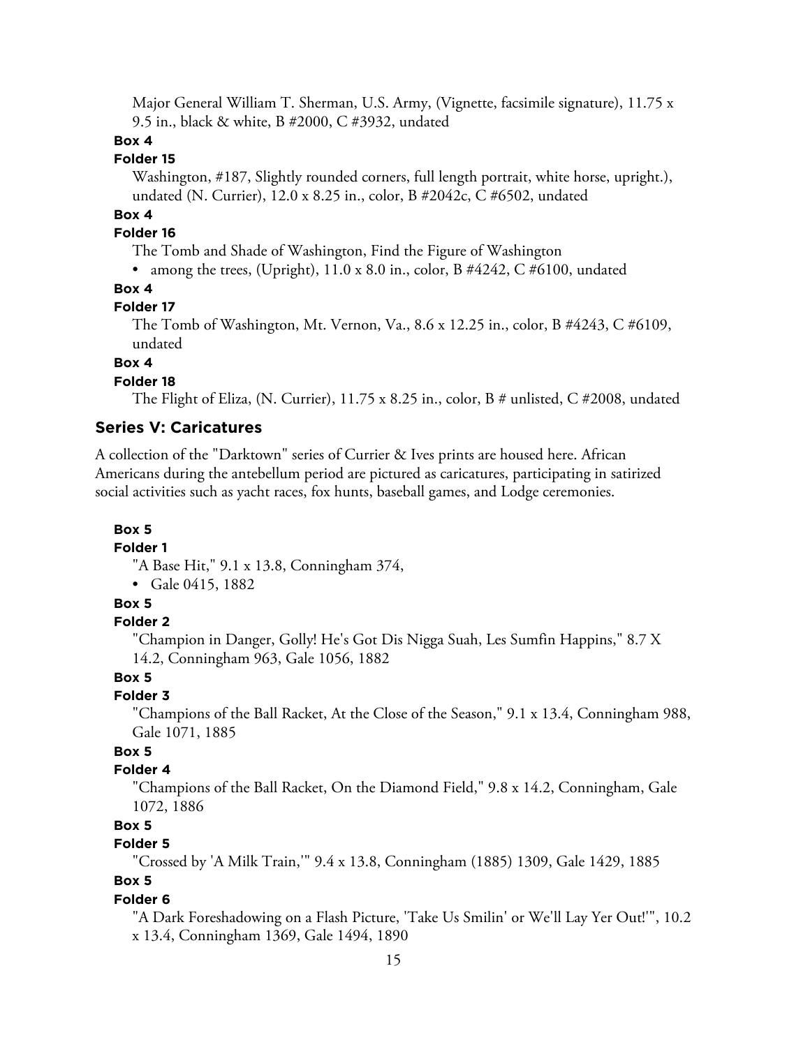Major General William T. Sherman, U.S. Army, (Vignette, facsimile signature), 11.75 x 9.5 in., black & white, B #2000, C #3932, undated

**Box 4**

**Folder 15**

Washington, #187, Slightly rounded corners, full length portrait, white horse, upright.), undated (N. Currier), 12.0 x 8.25 in., color, B #2042c, C #6502, undated

**Box 4**

**Folder 16**

The Tomb and Shade of Washington, Find the Figure of Washington

- among the trees, (Upright), 11.0 x 8.0 in., color, B #4242, C #6100, undated

**Box 4**

**Folder 17**

The Tomb of Washington, Mt. Vernon, Va., 8.6 x 12.25 in., color, B #4243, C #6109, undated

**Box 4**

**Folder 18**

The Flight of Eliza, (N. Currier), 11.75 x 8.25 in., color, B # unlisted, C #2008, undated

## Series V: Caricatures

A collection of the "Darktown" series of Currier & Ives prints are housed here. African Americans during the antebellum period are pictured as caricatures, participating in satirized social activities such as yacht races, fox hunts, baseball games, and Lodge ceremonies.

**Box 5**

**Folder 1**

"A Base Hit," 9.1 x 13.8, Conningham 374,

- Gale 0415, 1882

**Box 5**

**Folder 2**

"Champion in Danger, Golly! He's Got Dis Nigga Suah, Les Sumfin Happins," 8.7 X 14.2, Conningham 963, Gale 1056, 1882

**Box 5**

**Folder 3**

"Champions of the Ball Racket, At the Close of the Season," 9.1 x 13.4, Conningham 988, Gale 1071, 1885

**Box 5**

**Folder 4**

"Champions of the Ball Racket, On the Diamond Field," 9.8 x 14.2, Conningham, Gale 1072, 1886

**Box 5**

**Folder 5**

"Crossed by 'A Milk Train,'" 9.4 x 13.8, Conningham (1885) 1309, Gale 1429, 1885

**Box 5**

**Folder 6**

"A Dark Foreshadowing on a Flash Picture, 'Take Us Smilin' or We'll Lay Yer Out!'", 10.2 x 13.4, Conningham 1369, Gale 1494, 1890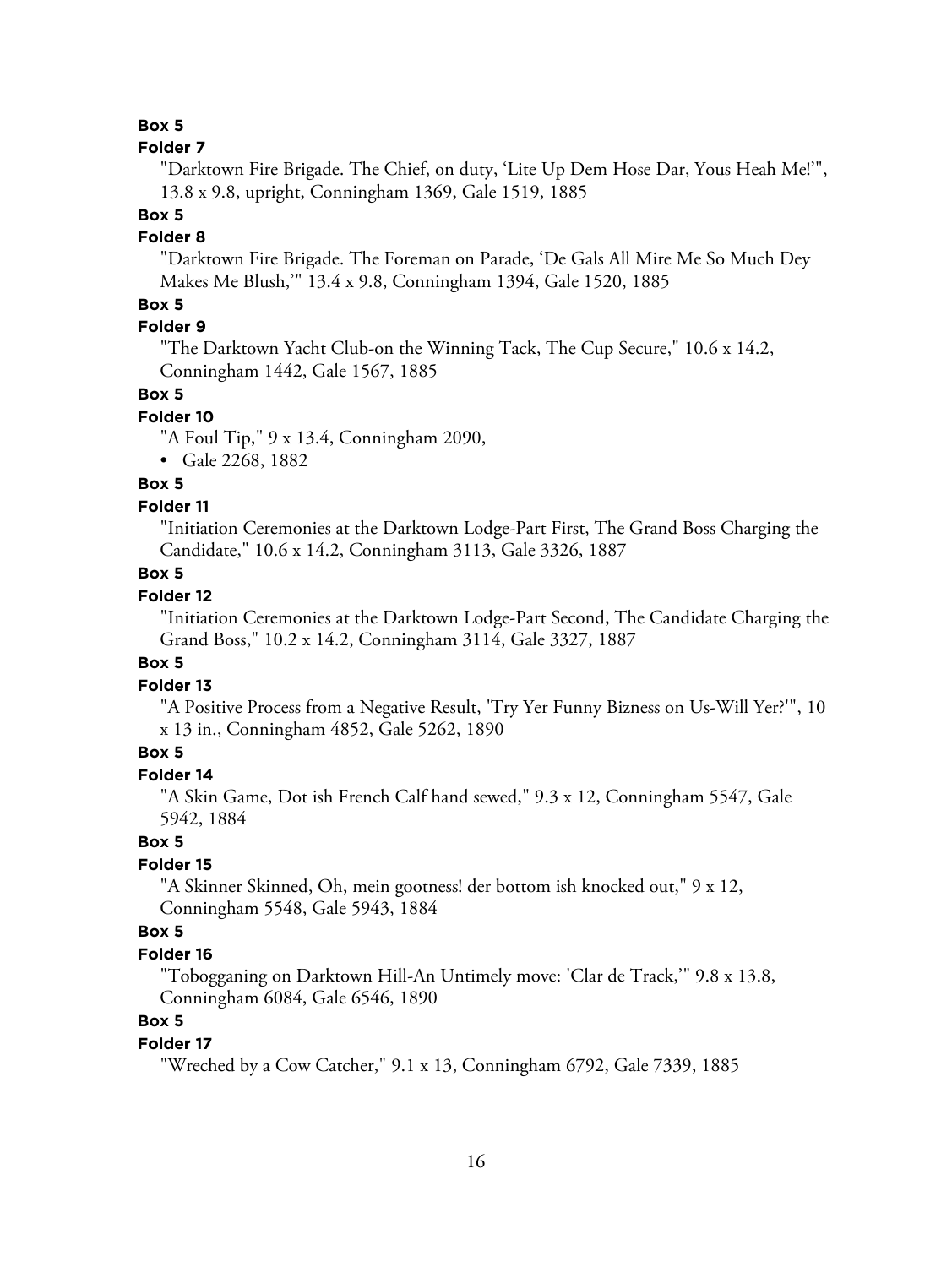**Box 5**

**Folder 7**

"Darktown Fire Brigade. The Chief, on duty, 'Lite Up Dem Hose Dar, Yous Heah Me!'", 13.8 x 9.8, upright, Conningham 1369, Gale 1519, 1885

**Box 5**

**Folder 8**

"Darktown Fire Brigade. The Foreman on Parade, 'De Gals All Mire Me So Much Dey Makes Me Blush,'" 13.4 x 9.8, Conningham 1394, Gale 1520, 1885

**Box 5**

**Folder 9**

"The Darktown Yacht Club-on the Winning Tack, The Cup Secure," 10.6 x 14.2, Conningham 1442, Gale 1567, 1885

**Box 5**

**Folder 10**

"A Foul Tip," 9 x 13.4, Conningham 2090,

- Gale 2268, 1882

**Box 5**

**Folder 11**

"Initiation Ceremonies at the Darktown Lodge-Part First, The Grand Boss Charging the Candidate," 10.6 x 14.2, Conningham 3113, Gale 3326, 1887

**Box 5**

**Folder 12**

"Initiation Ceremonies at the Darktown Lodge-Part Second, The Candidate Charging the Grand Boss," 10.2 x 14.2, Conningham 3114, Gale 3327, 1887

**Box 5**

**Folder 13**

"A Positive Process from a Negative Result, 'Try Yer Funny Bizness on Us-Will Yer?'", 10 x 13 in., Conningham 4852, Gale 5262, 1890

**Box 5**

**Folder 14**

"A Skin Game, Dot ish French Calf hand sewed," 9.3 x 12, Conningham 5547, Gale 5942, 1884

**Box 5**

**Folder 15**

"A Skinner Skinned, Oh, mein gootness! der bottom ish knocked out," 9 x 12, Conningham 5548, Gale 5943, 1884

**Box 5**

**Folder 16**

"Tobogganing on Darktown Hill-An Untimely move: 'Clar de Track,'" 9.8 x 13.8, Conningham 6084, Gale 6546, 1890

**Box 5**

**Folder 17**

"Wreched by a Cow Catcher," 9.1 x 13, Conningham 6792, Gale 7339, 1885